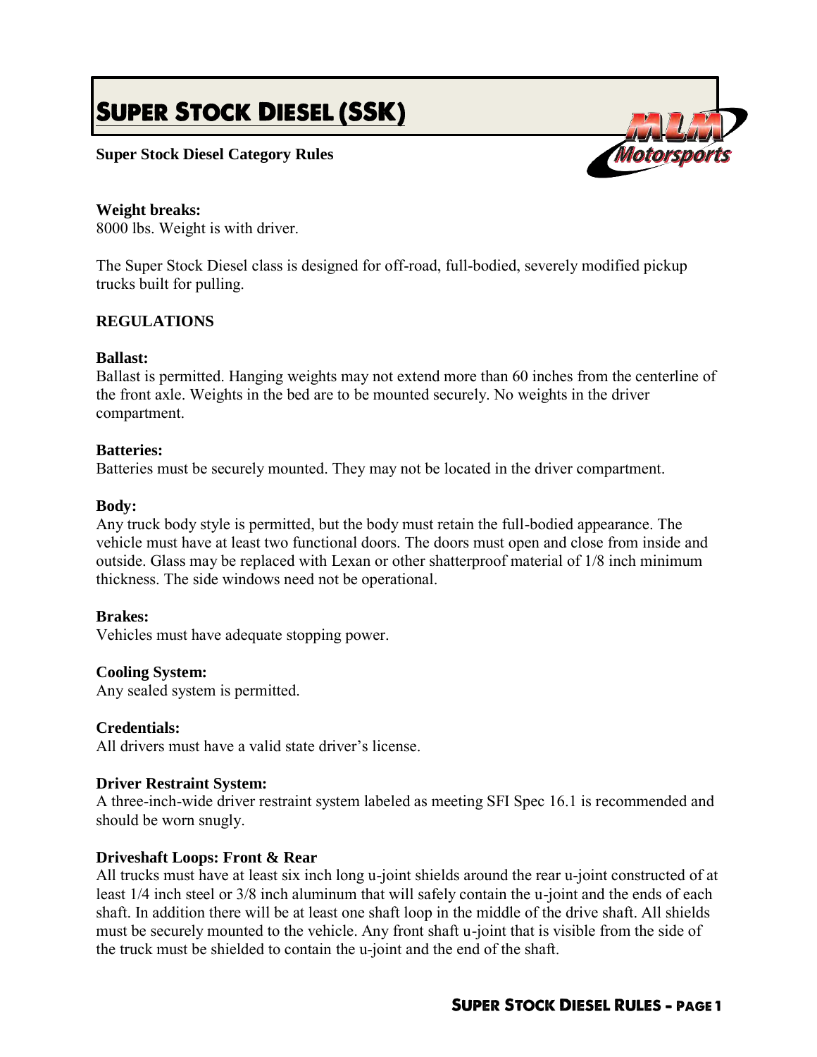# SUPER STOCK DIESEL (SSK)

**Super Stock Diesel Category Rules**

**Weight breaks:**
8000 lbs. Weight is with driver.

The Super Stock Diesel class is designed for off-road, full-bodied, severely modified pickup trucks built for pulling.

## REGULATIONS

**Ballast:**
Ballast is permitted. Hanging weights may not extend more than 60 inches from the centerline of the front axle. Weights in the bed are to be mounted securely. No weights in the driver compartment.

**Batteries:**
Batteries must be securely mounted. They may not be located in the driver compartment.

**Body:**
Any truck body style is permitted, but the body must retain the full-bodied appearance. The vehicle must have at least two functional doors. The doors must open and close from inside and outside. Glass may be replaced with Lexan or other shatterproof material of 1/8 inch minimum thickness. The side windows need not be operational.

**Brakes:**
Vehicles must have adequate stopping power.

**Cooling System:**
Any sealed system is permitted.

**Credentials:**
All drivers must have a valid state driver's license.

**Driver Restraint System:**
A three-inch-wide driver restraint system labeled as meeting SFI Spec 16.1 is recommended and should be worn snugly.

**Driveshaft Loops: Front & Rear**
All trucks must have at least six inch long u-joint shields around the rear u-joint constructed of at least 1/4 inch steel or 3/8 inch aluminum that will safely contain the u-joint and the ends of each shaft. In addition there will be at least one shaft loop in the middle of the drive shaft. All shields must be securely mounted to the vehicle. Any front shaft u-joint that is visible from the side of the truck must be shielded to contain the u-joint and the end of the shaft.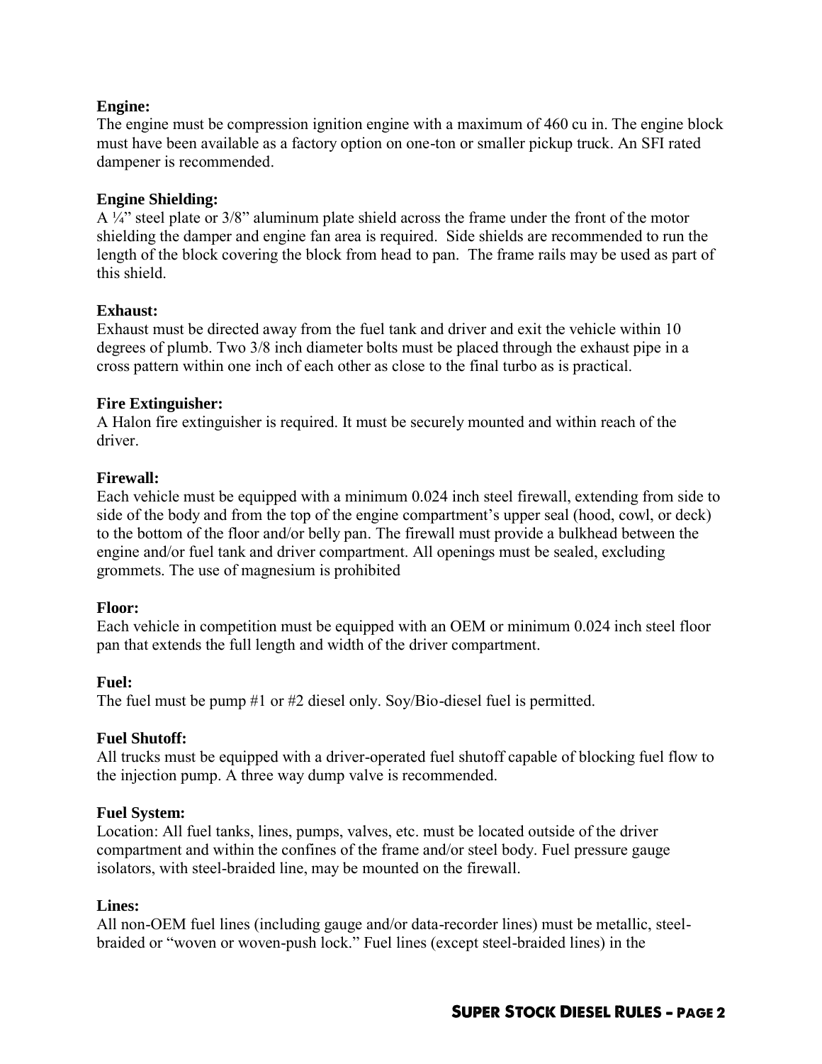**Engine:**
The engine must be compression ignition engine with a maximum of 460 cu in. The engine block must have been available as a factory option on one-ton or smaller pickup truck. An SFI rated dampener is recommended.

**Engine Shielding:**
A ¼" steel plate or 3/8" aluminum plate shield across the frame under the front of the motor shielding the damper and engine fan area is required. Side shields are recommended to run the length of the block covering the block from head to pan. The frame rails may be used as part of this shield.

**Exhaust:**
Exhaust must be directed away from the fuel tank and driver and exit the vehicle within 10 degrees of plumb. Two 3/8 inch diameter bolts must be placed through the exhaust pipe in a cross pattern within one inch of each other as close to the final turbo as is practical.

**Fire Extinguisher:**
A Halon fire extinguisher is required. It must be securely mounted and within reach of the driver.

**Firewall:**
Each vehicle must be equipped with a minimum 0.024 inch steel firewall, extending from side to side of the body and from the top of the engine compartment's upper seal (hood, cowl, or deck) to the bottom of the floor and/or belly pan. The firewall must provide a bulkhead between the engine and/or fuel tank and driver compartment. All openings must be sealed, excluding grommets. The use of magnesium is prohibited

**Floor:**
Each vehicle in competition must be equipped with an OEM or minimum 0.024 inch steel floor pan that extends the full length and width of the driver compartment.

**Fuel:**
The fuel must be pump #1 or #2 diesel only. Soy/Bio-diesel fuel is permitted.

**Fuel Shutoff:**
All trucks must be equipped with a driver-operated fuel shutoff capable of blocking fuel flow to the injection pump. A three way dump valve is recommended.

**Fuel System:**
Location: All fuel tanks, lines, pumps, valves, etc. must be located outside of the driver compartment and within the confines of the frame and/or steel body. Fuel pressure gauge isolators, with steel-braided line, may be mounted on the firewall.

**Lines:**
All non-OEM fuel lines (including gauge and/or data-recorder lines) must be metallic, steel-braided or "woven or woven-push lock." Fuel lines (except steel-braided lines) in the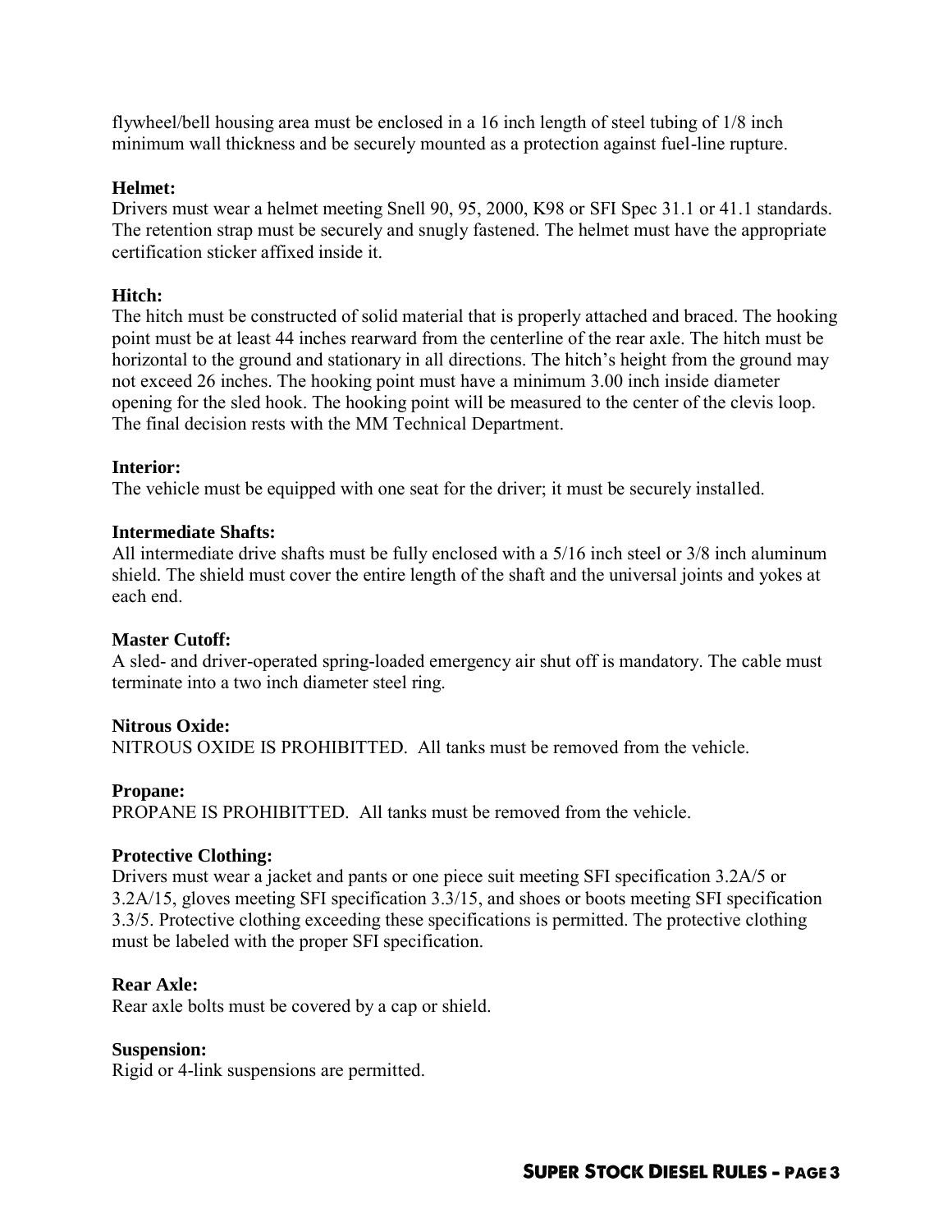flywheel/bell housing area must be enclosed in a 16 inch length of steel tubing of 1/8 inch minimum wall thickness and be securely mounted as a protection against fuel-line rupture.

**Helmet:**
Drivers must wear a helmet meeting Snell 90, 95, 2000, K98 or SFI Spec 31.1 or 41.1 standards. The retention strap must be securely and snugly fastened. The helmet must have the appropriate certification sticker affixed inside it.

**Hitch:**
The hitch must be constructed of solid material that is properly attached and braced. The hooking point must be at least 44 inches rearward from the centerline of the rear axle. The hitch must be horizontal to the ground and stationary in all directions. The hitch's height from the ground may not exceed 26 inches. The hooking point must have a minimum 3.00 inch inside diameter opening for the sled hook. The hooking point will be measured to the center of the clevis loop. The final decision rests with the MM Technical Department.

**Interior:**
The vehicle must be equipped with one seat for the driver; it must be securely installed.

**Intermediate Shafts:**
All intermediate drive shafts must be fully enclosed with a 5/16 inch steel or 3/8 inch aluminum shield. The shield must cover the entire length of the shaft and the universal joints and yokes at each end.

**Master Cutoff:**
A sled- and driver-operated spring-loaded emergency air shut off is mandatory. The cable must terminate into a two inch diameter steel ring.

**Nitrous Oxide:**
NITROUS OXIDE IS PROHIBITTED. All tanks must be removed from the vehicle.

**Propane:**
PROPANE IS PROHIBITTED. All tanks must be removed from the vehicle.

**Protective Clothing:**
Drivers must wear a jacket and pants or one piece suit meeting SFI specification 3.2A/5 or 3.2A/15, gloves meeting SFI specification 3.3/15, and shoes or boots meeting SFI specification 3.3/5. Protective clothing exceeding these specifications is permitted. The protective clothing must be labeled with the proper SFI specification.

**Rear Axle:**
Rear axle bolts must be covered by a cap or shield.

**Suspension:**
Rigid or 4-link suspensions are permitted.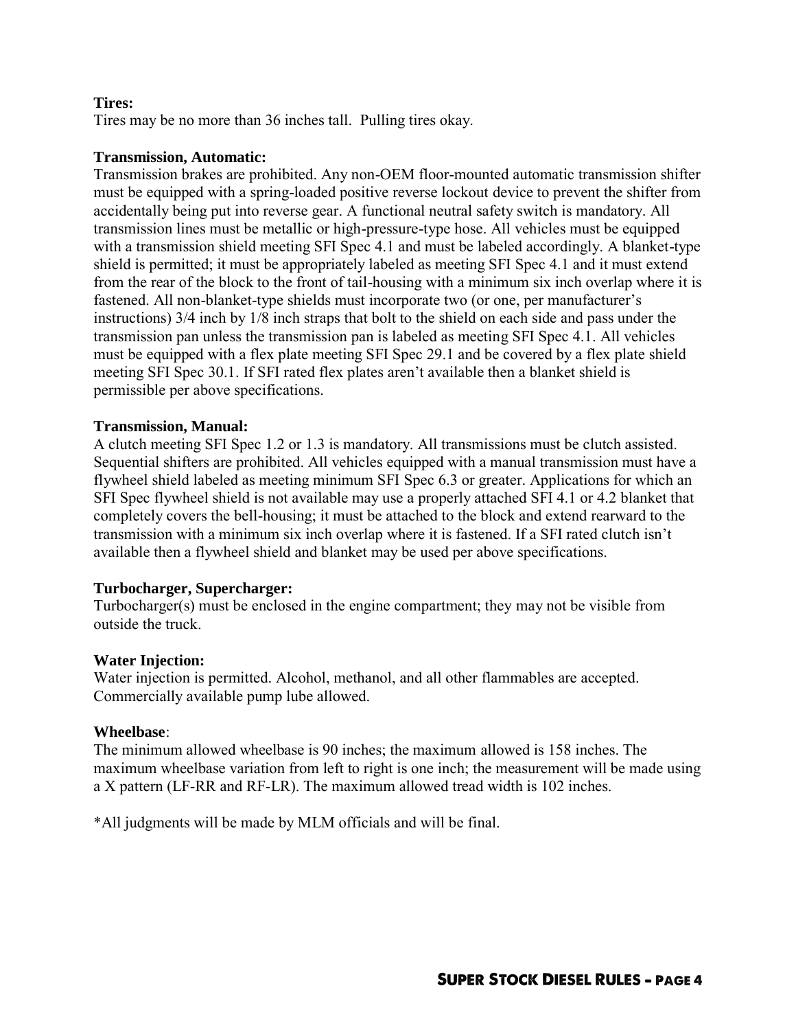**Tires:**
Tires may be no more than 36 inches tall. Pulling tires okay.

**Transmission, Automatic:**
Transmission brakes are prohibited. Any non-OEM floor-mounted automatic transmission shifter must be equipped with a spring-loaded positive reverse lockout device to prevent the shifter from accidentally being put into reverse gear. A functional neutral safety switch is mandatory. All transmission lines must be metallic or high-pressure-type hose. All vehicles must be equipped with a transmission shield meeting SFI Spec 4.1 and must be labeled accordingly. A blanket-type shield is permitted; it must be appropriately labeled as meeting SFI Spec 4.1 and it must extend from the rear of the block to the front of tail-housing with a minimum six inch overlap where it is fastened. All non-blanket-type shields must incorporate two (or one, per manufacturer's instructions) 3/4 inch by 1/8 inch straps that bolt to the shield on each side and pass under the transmission pan unless the transmission pan is labeled as meeting SFI Spec 4.1. All vehicles must be equipped with a flex plate meeting SFI Spec 29.1 and be covered by a flex plate shield meeting SFI Spec 30.1. If SFI rated flex plates aren't available then a blanket shield is permissible per above specifications.

**Transmission, Manual:**
A clutch meeting SFI Spec 1.2 or 1.3 is mandatory. All transmissions must be clutch assisted. Sequential shifters are prohibited. All vehicles equipped with a manual transmission must have a flywheel shield labeled as meeting minimum SFI Spec 6.3 or greater. Applications for which an SFI Spec flywheel shield is not available may use a properly attached SFI 4.1 or 4.2 blanket that completely covers the bell-housing; it must be attached to the block and extend rearward to the transmission with a minimum six inch overlap where it is fastened. If a SFI rated clutch isn't available then a flywheel shield and blanket may be used per above specifications.

**Turbocharger, Supercharger:**
Turbocharger(s) must be enclosed in the engine compartment; they may not be visible from outside the truck.

**Water Injection:**
Water injection is permitted. Alcohol, methanol, and all other flammables are accepted. Commercially available pump lube allowed.

**Wheelbase**:
The minimum allowed wheelbase is 90 inches; the maximum allowed is 158 inches. The maximum wheelbase variation from left to right is one inch; the measurement will be made using a X pattern (LF-RR and RF-LR). The maximum allowed tread width is 102 inches.

*All judgments will be made by MLM officials and will be final.